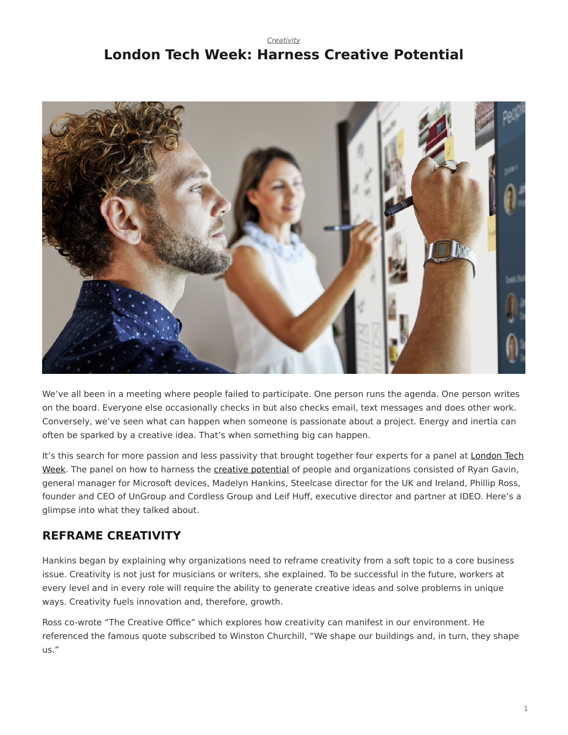*Creativity*

# London Tech Week: Harness Creative Potential

We've all been in a meeting where people failed to participate. One person runs the agenda. One person writes on the board. Everyone else occasionally checks in but also checks email, text messages and does other work. Conversely, we've seen what can happen when someone is passionate about a project. Energy and inertia can often be sparked by a creative idea. That's when something big can happen.

It's this search for more passion and less passivity that brought together four experts for a panel at London Tech Week. The panel on how to harness the creative potential of people and organizations consisted of Ryan Gavin, general manager for Microsoft devices, Madelyn Hankins, Steelcase director for the UK and Ireland, Phillip Ross, founder and CEO of UnGroup and Cordless Group and Leif Huff, executive director and partner at IDEO. Here's a glimpse into what they talked about.

## REFRAME CREATIVITY

Hankins began by explaining why organizations need to reframe creativity from a soft topic to a core business issue. Creativity is not just for musicians or writers, she explained. To be successful in the future, workers at every level and in every role will require the ability to generate creative ideas and solve problems in unique ways. Creativity fuels innovation and, therefore, growth.

Ross co-wrote "The Creative Office" which explores how creativity can manifest in our environment. He referenced the famous quote subscribed to Winston Churchill, "We shape our buildings and, in turn, they shape us."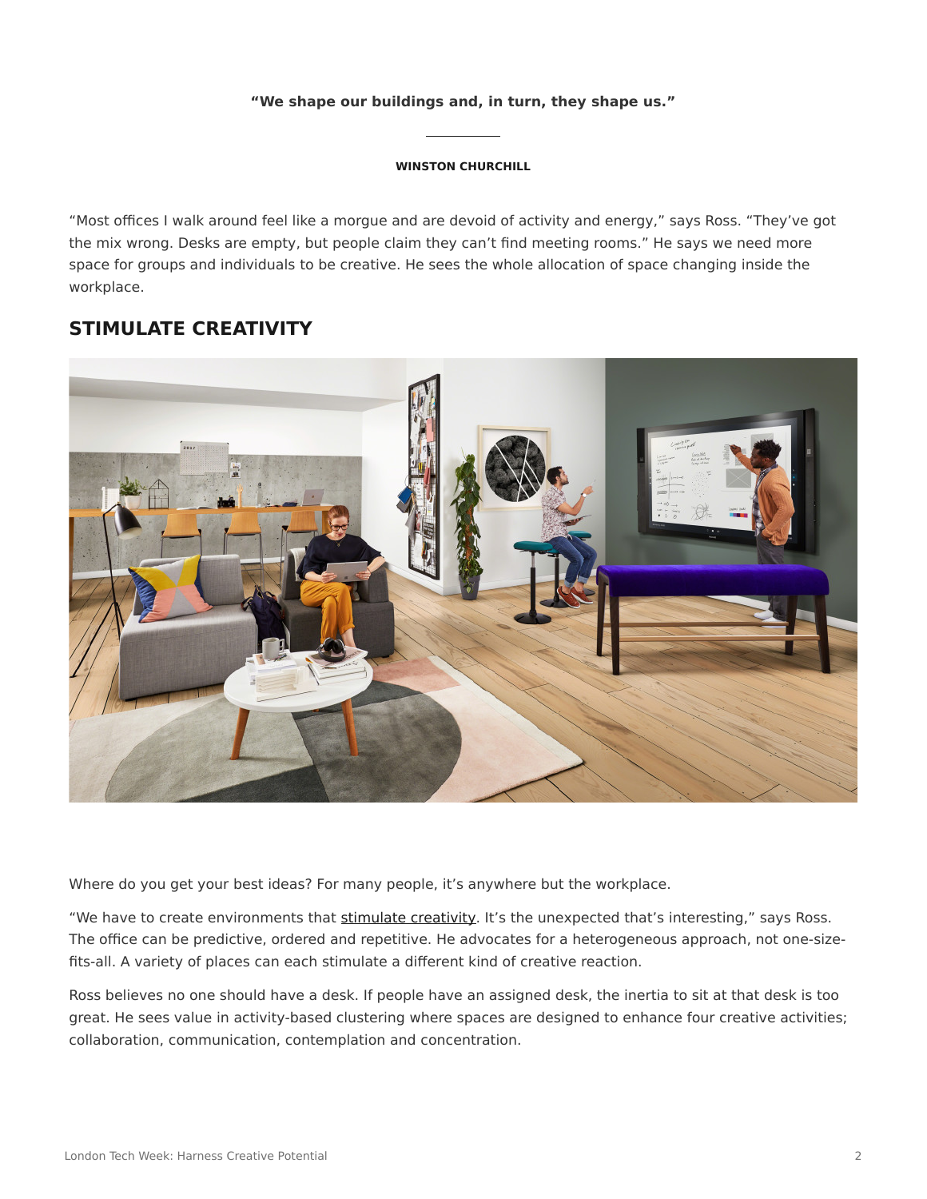**"We shape our buildings and, in turn, they shape us."**

**WINSTON CHURCHILL**

"Most offices I walk around feel like a morgue and are devoid of activity and energy," says Ross. "They've got the mix wrong. Desks are empty, but people claim they can't find meeting rooms." He says we need more space for groups and individuals to be creative. He sees the whole allocation of space changing inside the workplace.

## STIMULATE CREATIVITY

Where do you get your best ideas? For many people, it's anywhere but the workplace.

"We have to create environments that stimulate creativity. It's the unexpected that's interesting," says Ross. The office can be predictive, ordered and repetitive. He advocates for a heterogeneous approach, not one-size-fits-all. A variety of places can each stimulate a different kind of creative reaction.

Ross believes no one should have a desk. If people have an assigned desk, the inertia to sit at that desk is too great. He sees value in activity-based clustering where spaces are designed to enhance four creative activities; collaboration, communication, contemplation and concentration.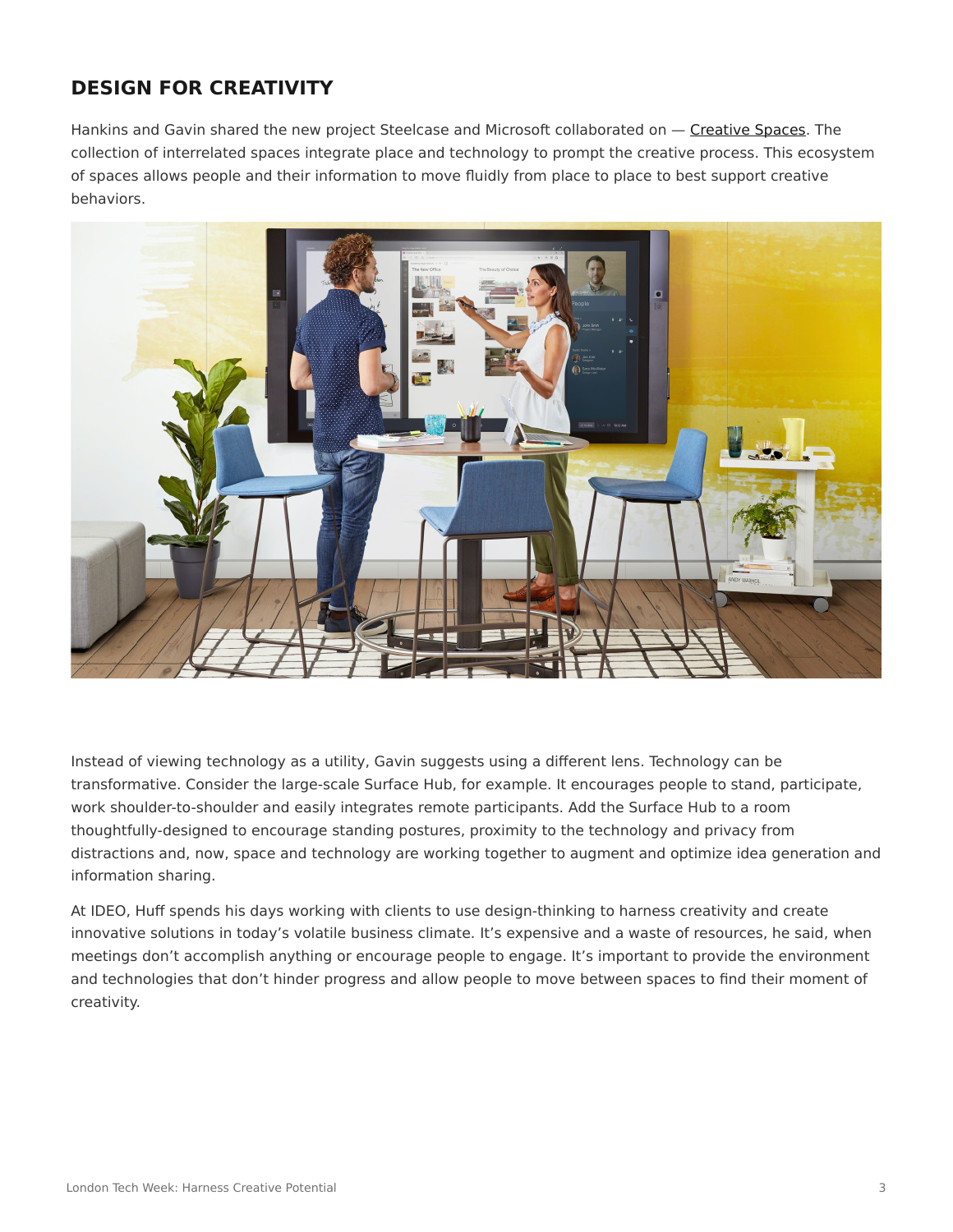## DESIGN FOR CREATIVITY

Hankins and Gavin shared the new project Steelcase and Microsoft collaborated on — Creative Spaces. The collection of interrelated spaces integrate place and technology to prompt the creative process. This ecosystem of spaces allows people and their information to move fluidly from place to place to best support creative behaviors.

Instead of viewing technology as a utility, Gavin suggests using a different lens. Technology can be transformative. Consider the large-scale Surface Hub, for example. It encourages people to stand, participate, work shoulder-to-shoulder and easily integrates remote participants. Add the Surface Hub to a room thoughtfully-designed to encourage standing postures, proximity to the technology and privacy from distractions and, now, space and technology are working together to augment and optimize idea generation and information sharing.

At IDEO, Huff spends his days working with clients to use design-thinking to harness creativity and create innovative solutions in today's volatile business climate. It's expensive and a waste of resources, he said, when meetings don't accomplish anything or encourage people to engage. It's important to provide the environment and technologies that don't hinder progress and allow people to move between spaces to find their moment of creativity.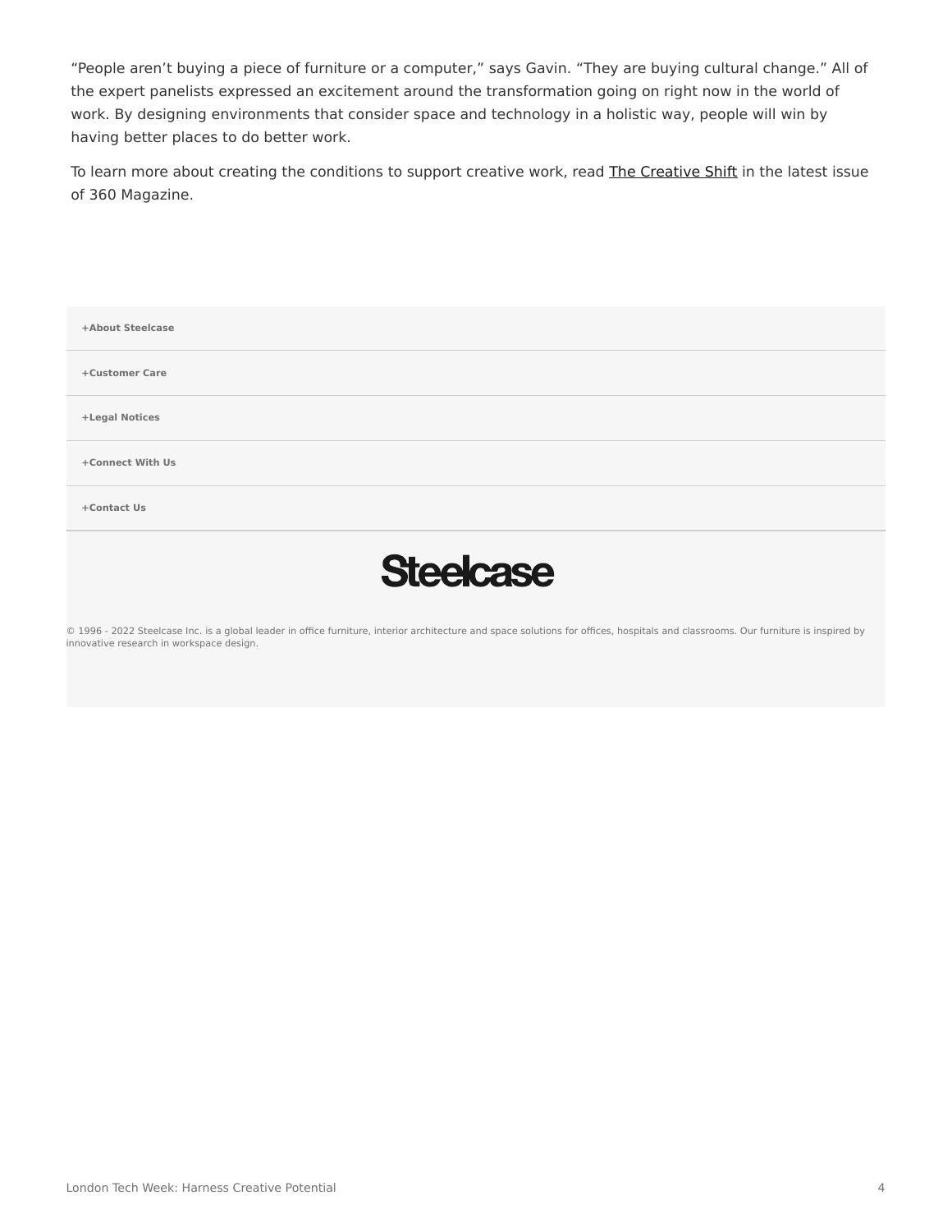“People aren’t buying a piece of furniture or a computer,” says Gavin. “They are buying cultural change.” All of the expert panelists expressed an excitement around the transformation going on right now in the world of work. By designing environments that consider space and technology in a holistic way, people will win by having better places to do better work.

To learn more about creating the conditions to support creative work, read The Creative Shift in the latest issue of 360 Magazine.

+About Steelcase

+Customer Care

+Legal Notices

+Connect With Us

+Contact Us

Steelcase

© 1996 - 2022 Steelcase Inc. is a global leader in office furniture, interior architecture and space solutions for offices, hospitals and classrooms. Our furniture is inspired by innovative research in workspace design.